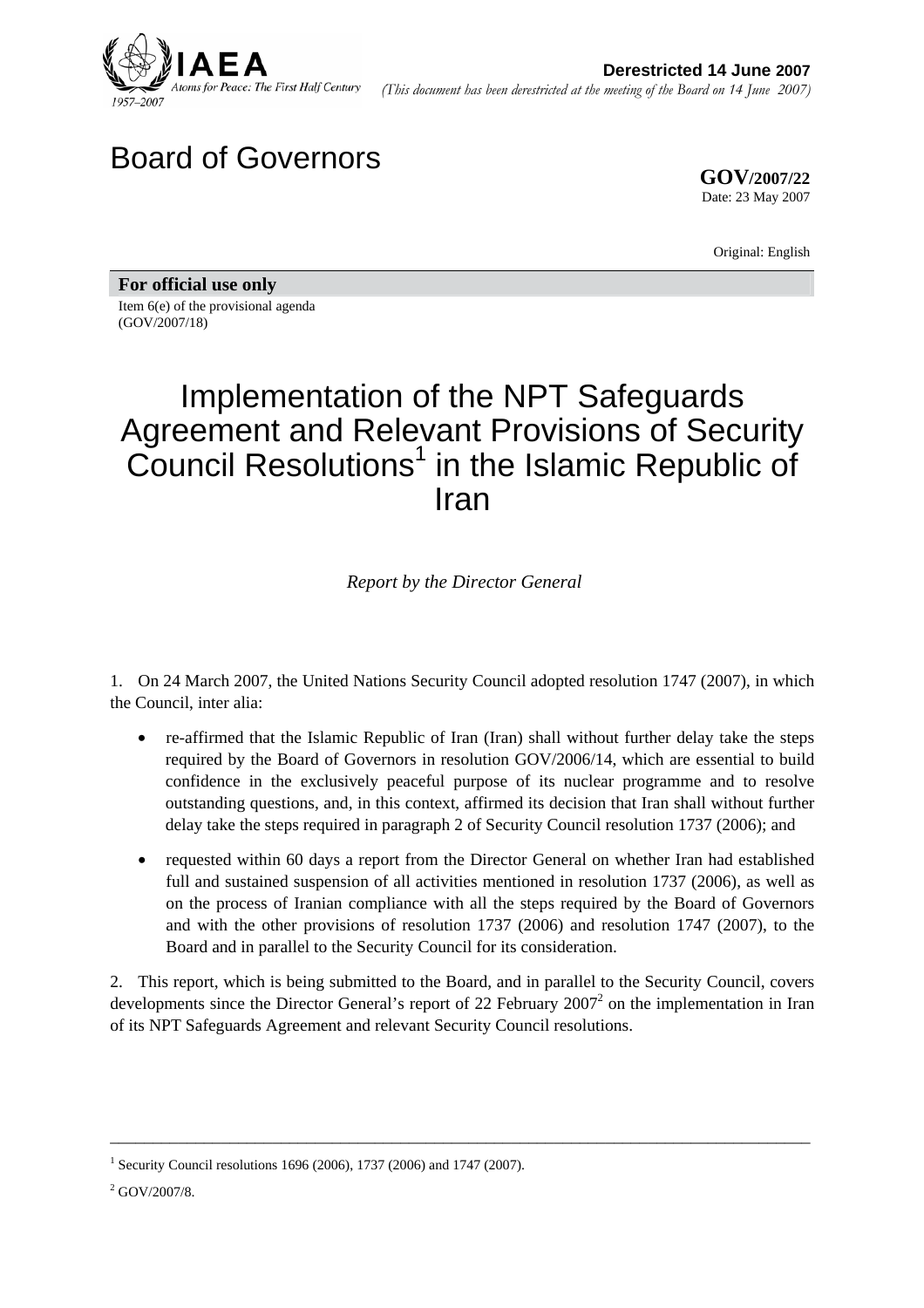**Derestricted 14 June 2007**

*(This document has been derestricted at the meeting of the Board on 14 June 2007)*

# Board of Governors

**GOV/2007/22**
Date: 23 May 2007

Original: English

**For official use only**

Item 6(e) of the provisional agenda
(GOV/2007/18)

# Implementation of the NPT Safeguards Agreement and Relevant Provisions of Security Council Resolutions[1] in the Islamic Republic of Iran

*Report by the Director General*

1. On 24 March 2007, the United Nations Security Council adopted resolution 1747 (2007), in which the Council, inter alia:

- re-affirmed that the Islamic Republic of Iran (Iran) shall without further delay take the steps required by the Board of Governors in resolution GOV/2006/14, which are essential to build confidence in the exclusively peaceful purpose of its nuclear programme and to resolve outstanding questions, and, in this context, affirmed its decision that Iran shall without further delay take the steps required in paragraph 2 of Security Council resolution 1737 (2006); and

- requested within 60 days a report from the Director General on whether Iran had established full and sustained suspension of all activities mentioned in resolution 1737 (2006), as well as on the process of Iranian compliance with all the steps required by the Board of Governors and with the other provisions of resolution 1737 (2006) and resolution 1747 (2007), to the Board and in parallel to the Security Council for its consideration.

2. This report, which is being submitted to the Board, and in parallel to the Security Council, covers developments since the Director General's report of 22 February 2007[2] on the implementation in Iran of its NPT Safeguards Agreement and relevant Security Council resolutions.

---

[1] Security Council resolutions 1696 (2006), 1737 (2006) and 1747 (2007).

[2] GOV/2007/8.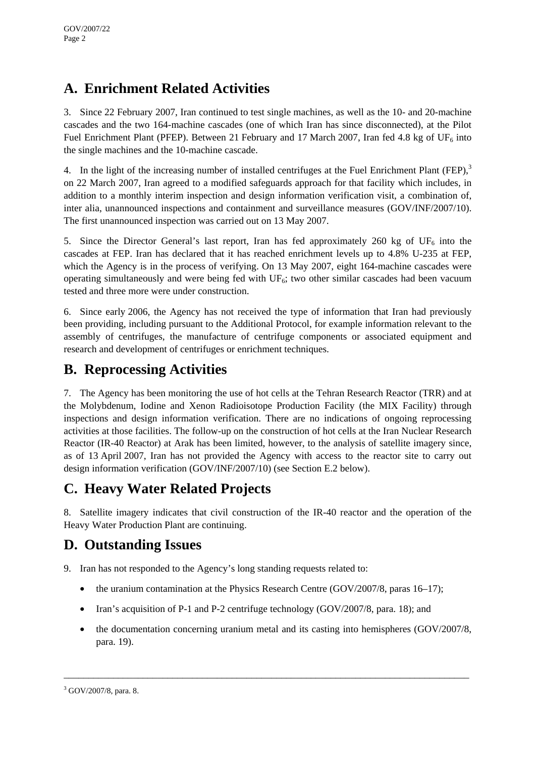## A. Enrichment Related Activities

3. Since 22 February 2007, Iran continued to test single machines, as well as the 10- and 20-machine cascades and the two 164-machine cascades (one of which Iran has since disconnected), at the Pilot Fuel Enrichment Plant (PFEP). Between 21 February and 17 March 2007, Iran fed 4.8 kg of $UF_6$ into the single machines and the 10-machine cascade.

4. In the light of the increasing number of installed centrifuges at the Fuel Enrichment Plant (FEP),[3] on 22 March 2007, Iran agreed to a modified safeguards approach for that facility which includes, in addition to a monthly interim inspection and design information verification visit, a combination of, inter alia, unannounced inspections and containment and surveillance measures (GOV/INF/2007/10). The first unannounced inspection was carried out on 13 May 2007.

5. Since the Director General's last report, Iran has fed approximately 260 kg of $UF_6$ into the cascades at FEP. Iran has declared that it has reached enrichment levels up to 4.8% U-235 at FEP, which the Agency is in the process of verifying. On 13 May 2007, eight 164-machine cascades were operating simultaneously and were being fed with $UF_6$; two other similar cascades had been vacuum tested and three more were under construction.

6. Since early 2006, the Agency has not received the type of information that Iran had previously been providing, including pursuant to the Additional Protocol, for example information relevant to the assembly of centrifuges, the manufacture of centrifuge components or associated equipment and research and development of centrifuges or enrichment techniques.

## B. Reprocessing Activities

7. The Agency has been monitoring the use of hot cells at the Tehran Research Reactor (TRR) and at the Molybdenum, Iodine and Xenon Radioisotope Production Facility (the MIX Facility) through inspections and design information verification. There are no indications of ongoing reprocessing activities at those facilities. The follow-up on the construction of hot cells at the Iran Nuclear Research Reactor (IR-40 Reactor) at Arak has been limited, however, to the analysis of satellite imagery since, as of 13 April 2007, Iran has not provided the Agency with access to the reactor site to carry out design information verification (GOV/INF/2007/10) (see Section E.2 below).

## C. Heavy Water Related Projects

8. Satellite imagery indicates that civil construction of the IR-40 reactor and the operation of the Heavy Water Production Plant are continuing.

## D. Outstanding Issues

9. Iran has not responded to the Agency's long standing requests related to:

- the uranium contamination at the Physics Research Centre (GOV/2007/8, paras 16–17);
- Iran's acquisition of P-1 and P-2 centrifuge technology (GOV/2007/8, para. 18); and
- the documentation concerning uranium metal and its casting into hemispheres (GOV/2007/8, para. 19).

---

[3] GOV/2007/8, para. 8.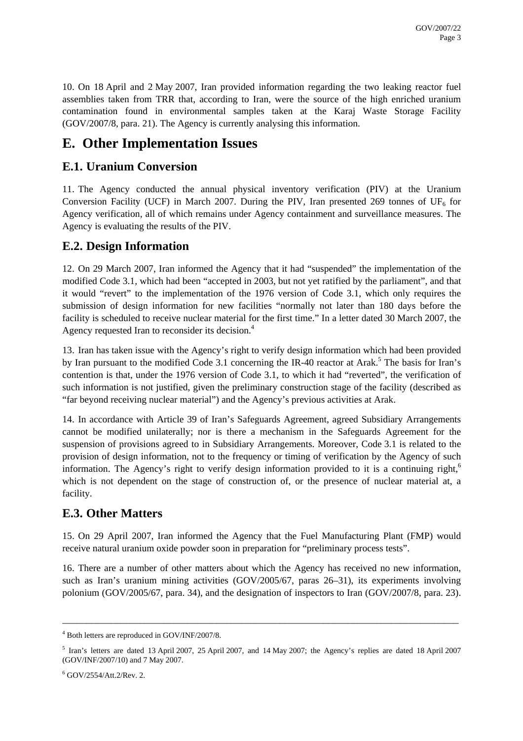10. On 18 April and 2 May 2007, Iran provided information regarding the two leaking reactor fuel assemblies taken from TRR that, according to Iran, were the source of the high enriched uranium contamination found in environmental samples taken at the Karaj Waste Storage Facility (GOV/2007/8, para. 21). The Agency is currently analysing this information.

# E. Other Implementation Issues

## E.1. Uranium Conversion

11. The Agency conducted the annual physical inventory verification (PIV) at the Uranium Conversion Facility (UCF) in March 2007. During the PIV, Iran presented 269 tonnes of $UF_6$ for Agency verification, all of which remains under Agency containment and surveillance measures. The Agency is evaluating the results of the PIV.

## E.2. Design Information

12. On 29 March 2007, Iran informed the Agency that it had "suspended" the implementation of the modified Code 3.1, which had been "accepted in 2003, but not yet ratified by the parliament", and that it would "revert" to the implementation of the 1976 version of Code 3.1, which only requires the submission of design information for new facilities "normally not later than 180 days before the facility is scheduled to receive nuclear material for the first time." In a letter dated 30 March 2007, the Agency requested Iran to reconsider its decision.[4]

13. Iran has taken issue with the Agency's right to verify design information which had been provided by Iran pursuant to the modified Code 3.1 concerning the IR-40 reactor at Arak.[5] The basis for Iran's contention is that, under the 1976 version of Code 3.1, to which it had "reverted", the verification of such information is not justified, given the preliminary construction stage of the facility (described as "far beyond receiving nuclear material") and the Agency's previous activities at Arak.

14. In accordance with Article 39 of Iran's Safeguards Agreement, agreed Subsidiary Arrangements cannot be modified unilaterally; nor is there a mechanism in the Safeguards Agreement for the suspension of provisions agreed to in Subsidiary Arrangements. Moreover, Code 3.1 is related to the provision of design information, not to the frequency or timing of verification by the Agency of such information. The Agency's right to verify design information provided to it is a continuing right,[6] which is not dependent on the stage of construction of, or the presence of nuclear material at, a facility.

## E.3. Other Matters

15. On 29 April 2007, Iran informed the Agency that the Fuel Manufacturing Plant (FMP) would receive natural uranium oxide powder soon in preparation for "preliminary process tests".

16. There are a number of other matters about which the Agency has received no new information, such as Iran's uranium mining activities (GOV/2005/67, paras 26–31), its experiments involving polonium (GOV/2005/67, para. 34), and the designation of inspectors to Iran (GOV/2007/8, para. 23).

---

[4] Both letters are reproduced in GOV/INF/2007/8.

[5] Iran's letters are dated 13 April 2007, 25 April 2007, and 14 May 2007; the Agency's replies are dated 18 April 2007 (GOV/INF/2007/10) and 7 May 2007.

[6] GOV/2554/Att.2/Rev. 2.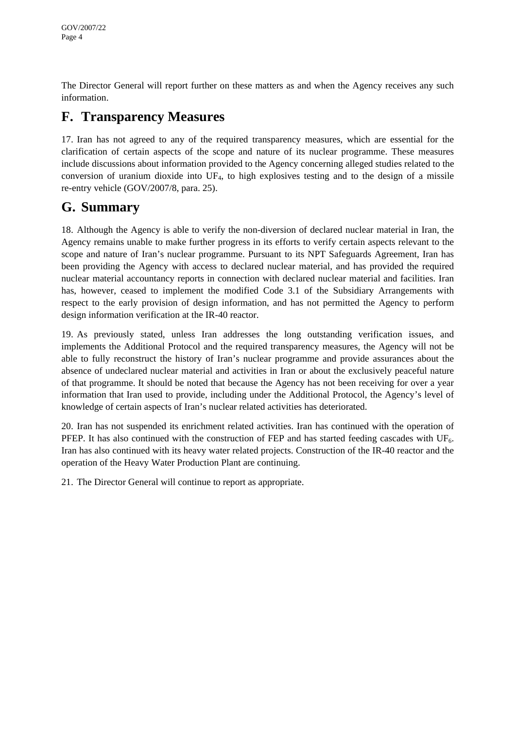The Director General will report further on these matters as and when the Agency receives any such information.

## F. Transparency Measures

17. Iran has not agreed to any of the required transparency measures, which are essential for the clarification of certain aspects of the scope and nature of its nuclear programme. These measures include discussions about information provided to the Agency concerning alleged studies related to the conversion of uranium dioxide into $UF_4$, to high explosives testing and to the design of a missile re-entry vehicle (GOV/2007/8, para. 25).

## G. Summary

18. Although the Agency is able to verify the non-diversion of declared nuclear material in Iran, the Agency remains unable to make further progress in its efforts to verify certain aspects relevant to the scope and nature of Iran's nuclear programme. Pursuant to its NPT Safeguards Agreement, Iran has been providing the Agency with access to declared nuclear material, and has provided the required nuclear material accountancy reports in connection with declared nuclear material and facilities. Iran has, however, ceased to implement the modified Code 3.1 of the Subsidiary Arrangements with respect to the early provision of design information, and has not permitted the Agency to perform design information verification at the IR-40 reactor.

19. As previously stated, unless Iran addresses the long outstanding verification issues, and implements the Additional Protocol and the required transparency measures, the Agency will not be able to fully reconstruct the history of Iran's nuclear programme and provide assurances about the absence of undeclared nuclear material and activities in Iran or about the exclusively peaceful nature of that programme. It should be noted that because the Agency has not been receiving for over a year information that Iran used to provide, including under the Additional Protocol, the Agency's level of knowledge of certain aspects of Iran's nuclear related activities has deteriorated.

20. Iran has not suspended its enrichment related activities. Iran has continued with the operation of PFEP. It has also continued with the construction of FEP and has started feeding cascades with $UF_6$. Iran has also continued with its heavy water related projects. Construction of the IR-40 reactor and the operation of the Heavy Water Production Plant are continuing.

21. The Director General will continue to report as appropriate.